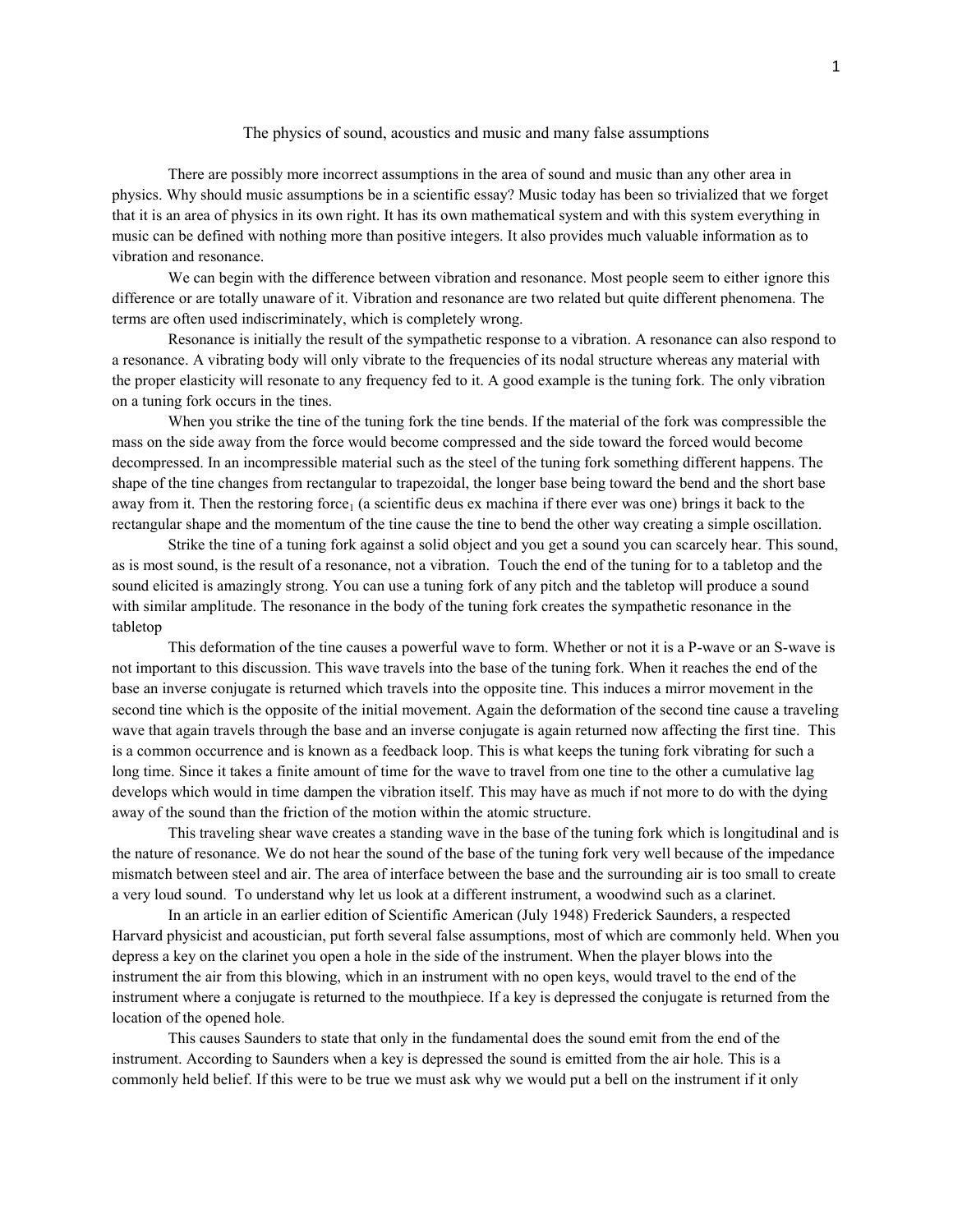# The physics of sound, acoustics and music and many false assumptions

There are possibly more incorrect assumptions in the area of sound and music than any other area in physics. Why should music assumptions be in a scientific essay? Music today has been so trivialized that we forget that it is an area of physics in its own right. It has its own mathematical system and with this system everything in music can be defined with nothing more than positive integers. It also provides much valuable information as to vibration and resonance.

We can begin with the difference between vibration and resonance. Most people seem to either ignore this difference or are totally unaware of it. Vibration and resonance are two related but quite different phenomena. The terms are often used indiscriminately, which is completely wrong.

Resonance is initially the result of the sympathetic response to a vibration. A resonance can also respond to a resonance. A vibrating body will only vibrate to the frequencies of its nodal structure whereas any material with the proper elasticity will resonate to any frequency fed to it. A good example is the tuning fork. The only vibration on a tuning fork occurs in the tines.

When you strike the tine of the tuning fork the tine bends. If the material of the fork was compressible the mass on the side away from the force would become compressed and the side toward the forced would become decompressed. In an incompressible material such as the steel of the tuning fork something different happens. The shape of the tine changes from rectangular to trapezoidal, the longer base being toward the bend and the short base away from it. Then the restoring force[1] (a scientific deus ex machina if there ever was one) brings it back to the rectangular shape and the momentum of the tine cause the tine to bend the other way creating a simple oscillation.

Strike the tine of a tuning fork against a solid object and you get a sound you can scarcely hear. This sound, as is most sound, is the result of a resonance, not a vibration. Touch the end of the tuning for to a tabletop and the sound elicited is amazingly strong. You can use a tuning fork of any pitch and the tabletop will produce a sound with similar amplitude. The resonance in the body of the tuning fork creates the sympathetic resonance in the tabletop

This deformation of the tine causes a powerful wave to form. Whether or not it is a P-wave or an S-wave is not important to this discussion. This wave travels into the base of the tuning fork. When it reaches the end of the base an inverse conjugate is returned which travels into the opposite tine. This induces a mirror movement in the second tine which is the opposite of the initial movement. Again the deformation of the second tine cause a traveling wave that again travels through the base and an inverse conjugate is again returned now affecting the first tine. This is a common occurrence and is known as a feedback loop. This is what keeps the tuning fork vibrating for such a long time. Since it takes a finite amount of time for the wave to travel from one tine to the other a cumulative lag develops which would in time dampen the vibration itself. This may have as much if not more to do with the dying away of the sound than the friction of the motion within the atomic structure.

This traveling shear wave creates a standing wave in the base of the tuning fork which is longitudinal and is the nature of resonance. We do not hear the sound of the base of the tuning fork very well because of the impedance mismatch between steel and air. The area of interface between the base and the surrounding air is too small to create a very loud sound. To understand why let us look at a different instrument, a woodwind such as a clarinet.

In an article in an earlier edition of Scientific American (July 1948) Frederick Saunders, a respected Harvard physicist and acoustician, put forth several false assumptions, most of which are commonly held. When you depress a key on the clarinet you open a hole in the side of the instrument. When the player blows into the instrument the air from this blowing, which in an instrument with no open keys, would travel to the end of the instrument where a conjugate is returned to the mouthpiece. If a key is depressed the conjugate is returned from the location of the opened hole.

This causes Saunders to state that only in the fundamental does the sound emit from the end of the instrument. According to Saunders when a key is depressed the sound is emitted from the air hole. This is a commonly held belief. If this were to be true we must ask why we would put a bell on the instrument if it only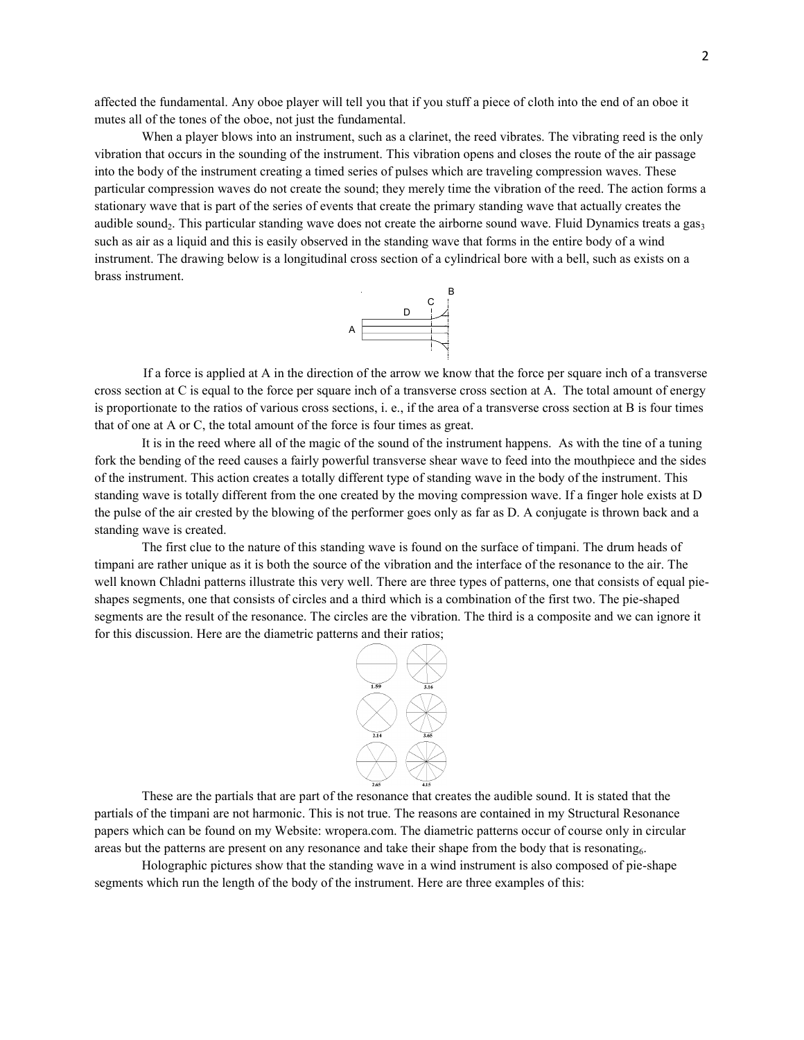affected the fundamental. Any oboe player will tell you that if you stuff a piece of cloth into the end of an oboe it mutes all of the tones of the oboe, not just the fundamental.

When a player blows into an instrument, such as a clarinet, the reed vibrates. The vibrating reed is the only vibration that occurs in the sounding of the instrument. This vibration opens and closes the route of the air passage into the body of the instrument creating a timed series of pulses which are traveling compression waves. These particular compression waves do not create the sound; they merely time the vibration of the reed. The action forms a stationary wave that is part of the series of events that create the primary standing wave that actually creates the audible sound[2]. This particular standing wave does not create the airborne sound wave. Fluid Dynamics treats a gas[3] such as air as a liquid and this is easily observed in the standing wave that forms in the entire body of a wind instrument. The drawing below is a longitudinal cross section of a cylindrical bore with a bell, such as exists on a brass instrument.

If a force is applied at A in the direction of the arrow we know that the force per square inch of a transverse cross section at C is equal to the force per square inch of a transverse cross section at A. The total amount of energy is proportionate to the ratios of various cross sections, i. e., if the area of a transverse cross section at B is four times that of one at A or C, the total amount of the force is four times as great.

It is in the reed where all of the magic of the sound of the instrument happens. As with the tine of a tuning fork the bending of the reed causes a fairly powerful transverse shear wave to feed into the mouthpiece and the sides of the instrument. This action creates a totally different type of standing wave in the body of the instrument. This standing wave is totally different from the one created by the moving compression wave. If a finger hole exists at D the pulse of the air crested by the blowing of the performer goes only as far as D. A conjugate is thrown back and a standing wave is created.

The first clue to the nature of this standing wave is found on the surface of timpani. The drum heads of timpani are rather unique as it is both the source of the vibration and the interface of the resonance to the air. The well known Chladni patterns illustrate this very well. There are three types of patterns, one that consists of equal pie-shapes segments, one that consists of circles and a third which is a combination of the first two. The pie-shaped segments are the result of the resonance. The circles are the vibration. The third is a composite and we can ignore it for this discussion. Here are the diametric patterns and their ratios;

1.59 3.16

2.14 3.65

2.65 4.15

These are the partials that are part of the resonance that creates the audible sound. It is stated that the partials of the timpani are not harmonic. This is not true. The reasons are contained in my Structural Resonance papers which can be found on my Website: wropera.com. The diametric patterns occur of course only in circular areas but the patterns are present on any resonance and take their shape from the body that is resonating[6].

Holographic pictures show that the standing wave in a wind instrument is also composed of pie-shape segments which run the length of the body of the instrument. Here are three examples of this: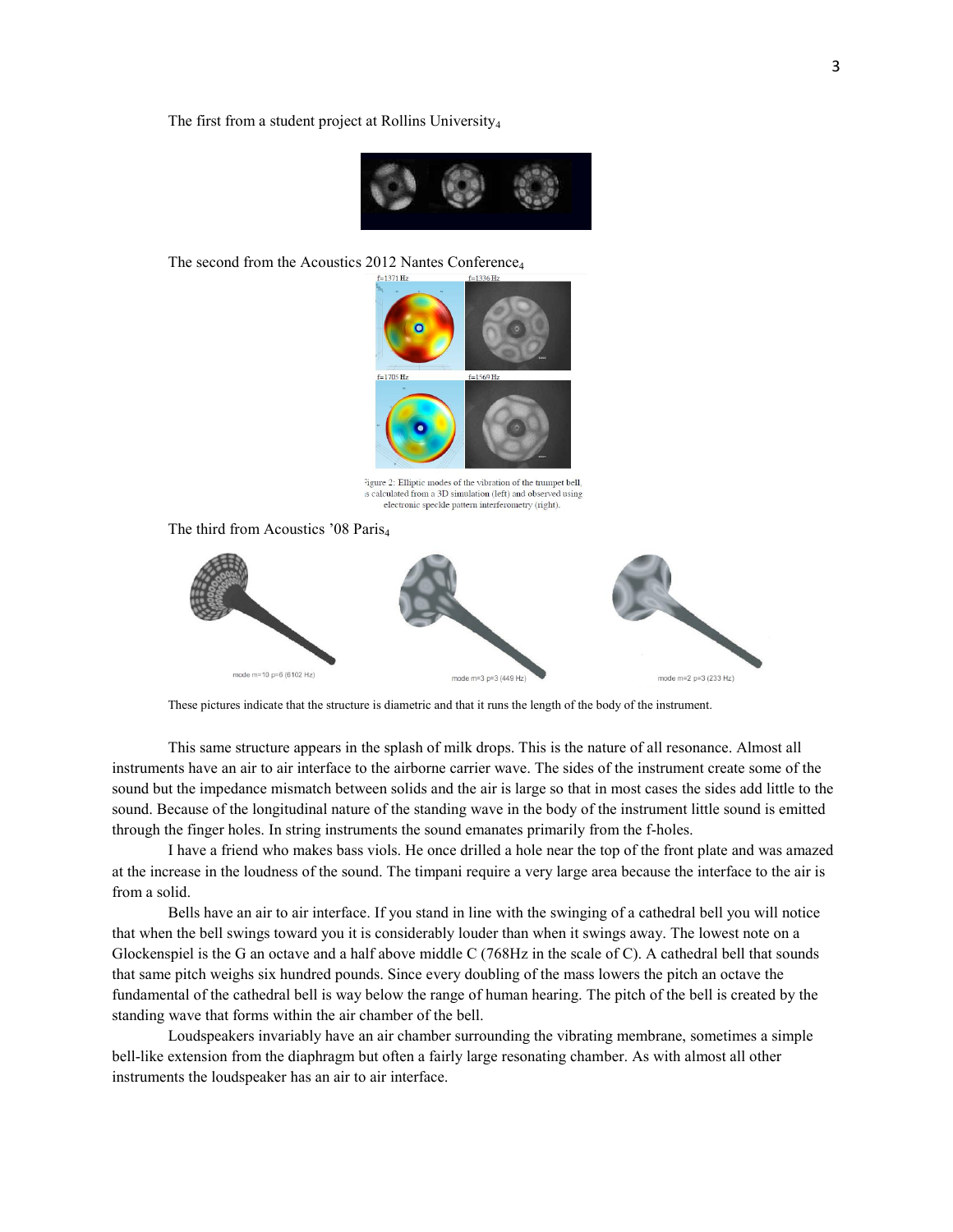The first from a student project at Rollins University[4]

The second from the Acoustics 2012 Nantes Conference[4]

f=1371 Hz f=1336 Hz

f=1705 Hz f=1569 Hz

Figure 2: Elliptic modes of the vibration of the trumpet bell, as calculated from a 3D simulation (left) and observed using electronic speckle pattern interferometry (right).

The third from Acoustics '08 Paris[4]

mode m=10 p=6 (6102 Hz) mode m=3 p=3 (449 Hz) mode m=2 p=3 (233 Hz)

These pictures indicate that the structure is diametric and that it runs the length of the body of the instrument.

This same structure appears in the splash of milk drops. This is the nature of all resonance. Almost all instruments have an air to air interface to the airborne carrier wave. The sides of the instrument create some of the sound but the impedance mismatch between solids and the air is large so that in most cases the sides add little to the sound. Because of the longitudinal nature of the standing wave in the body of the instrument little sound is emitted through the finger holes. In string instruments the sound emanates primarily from the f-holes.

I have a friend who makes bass viols. He once drilled a hole near the top of the front plate and was amazed at the increase in the loudness of the sound. The timpani require a very large area because the interface to the air is from a solid.

Bells have an air to air interface. If you stand in line with the swinging of a cathedral bell you will notice that when the bell swings toward you it is considerably louder than when it swings away. The lowest note on a Glockenspiel is the G an octave and a half above middle C (768Hz in the scale of C). A cathedral bell that sounds that same pitch weighs six hundred pounds. Since every doubling of the mass lowers the pitch an octave the fundamental of the cathedral bell is way below the range of human hearing. The pitch of the bell is created by the standing wave that forms within the air chamber of the bell.

Loudspeakers invariably have an air chamber surrounding the vibrating membrane, sometimes a simple bell-like extension from the diaphragm but often a fairly large resonating chamber. As with almost all other instruments the loudspeaker has an air to air interface.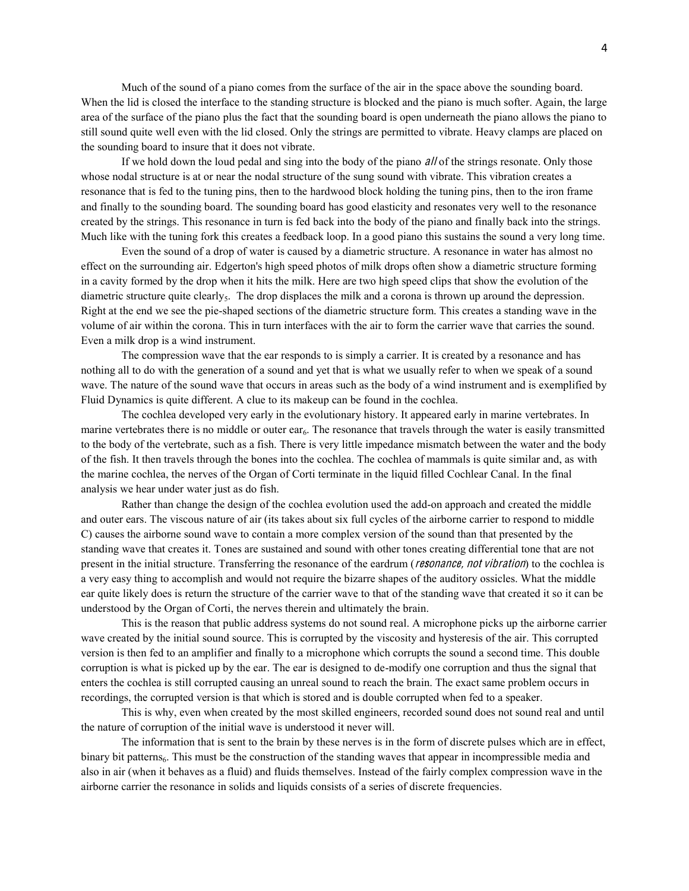Much of the sound of a piano comes from the surface of the air in the space above the sounding board. When the lid is closed the interface to the standing structure is blocked and the piano is much softer. Again, the large area of the surface of the piano plus the fact that the sounding board is open underneath the piano allows the piano to still sound quite well even with the lid closed. Only the strings are permitted to vibrate. Heavy clamps are placed on the sounding board to insure that it does not vibrate.

If we hold down the loud pedal and sing into the body of the piano *all* of the strings resonate. Only those whose nodal structure is at or near the nodal structure of the sung sound with vibrate. This vibration creates a resonance that is fed to the tuning pins, then to the hardwood block holding the tuning pins, then to the iron frame and finally to the sounding board. The sounding board has good elasticity and resonates very well to the resonance created by the strings. This resonance in turn is fed back into the body of the piano and finally back into the strings. Much like with the tuning fork this creates a feedback loop. In a good piano this sustains the sound a very long time.

Even the sound of a drop of water is caused by a diametric structure. A resonance in water has almost no effect on the surrounding air. Edgerton's high speed photos of milk drops often show a diametric structure forming in a cavity formed by the drop when it hits the milk. Here are two high speed clips that show the evolution of the diametric structure quite clearly[5]. The drop displaces the milk and a corona is thrown up around the depression. Right at the end we see the pie-shaped sections of the diametric structure form. This creates a standing wave in the volume of air within the corona. This in turn interfaces with the air to form the carrier wave that carries the sound. Even a milk drop is a wind instrument.

The compression wave that the ear responds to is simply a carrier. It is created by a resonance and has nothing all to do with the generation of a sound and yet that is what we usually refer to when we speak of a sound wave. The nature of the sound wave that occurs in areas such as the body of a wind instrument and is exemplified by Fluid Dynamics is quite different. A clue to its makeup can be found in the cochlea.

The cochlea developed very early in the evolutionary history. It appeared early in marine vertebrates. In marine vertebrates there is no middle or outer ear[6]. The resonance that travels through the water is easily transmitted to the body of the vertebrate, such as a fish. There is very little impedance mismatch between the water and the body of the fish. It then travels through the bones into the cochlea. The cochlea of mammals is quite similar and, as with the marine cochlea, the nerves of the Organ of Corti terminate in the liquid filled Cochlear Canal. In the final analysis we hear under water just as do fish.

Rather than change the design of the cochlea evolution used the add-on approach and created the middle and outer ears. The viscous nature of air (its takes about six full cycles of the airborne carrier to respond to middle C) causes the airborne sound wave to contain a more complex version of the sound than that presented by the standing wave that creates it. Tones are sustained and sound with other tones creating differential tone that are not present in the initial structure. Transferring the resonance of the eardrum (*resonance, not vibration*) to the cochlea is a very easy thing to accomplish and would not require the bizarre shapes of the auditory ossicles. What the middle ear quite likely does is return the structure of the carrier wave to that of the standing wave that created it so it can be understood by the Organ of Corti, the nerves therein and ultimately the brain.

This is the reason that public address systems do not sound real. A microphone picks up the airborne carrier wave created by the initial sound source. This is corrupted by the viscosity and hysteresis of the air. This corrupted version is then fed to an amplifier and finally to a microphone which corrupts the sound a second time. This double corruption is what is picked up by the ear. The ear is designed to de-modify one corruption and thus the signal that enters the cochlea is still corrupted causing an unreal sound to reach the brain. The exact same problem occurs in recordings, the corrupted version is that which is stored and is double corrupted when fed to a speaker.

This is why, even when created by the most skilled engineers, recorded sound does not sound real and until the nature of corruption of the initial wave is understood it never will.

The information that is sent to the brain by these nerves is in the form of discrete pulses which are in effect, binary bit patterns[6]. This must be the construction of the standing waves that appear in incompressible media and also in air (when it behaves as a fluid) and fluids themselves. Instead of the fairly complex compression wave in the airborne carrier the resonance in solids and liquids consists of a series of discrete frequencies.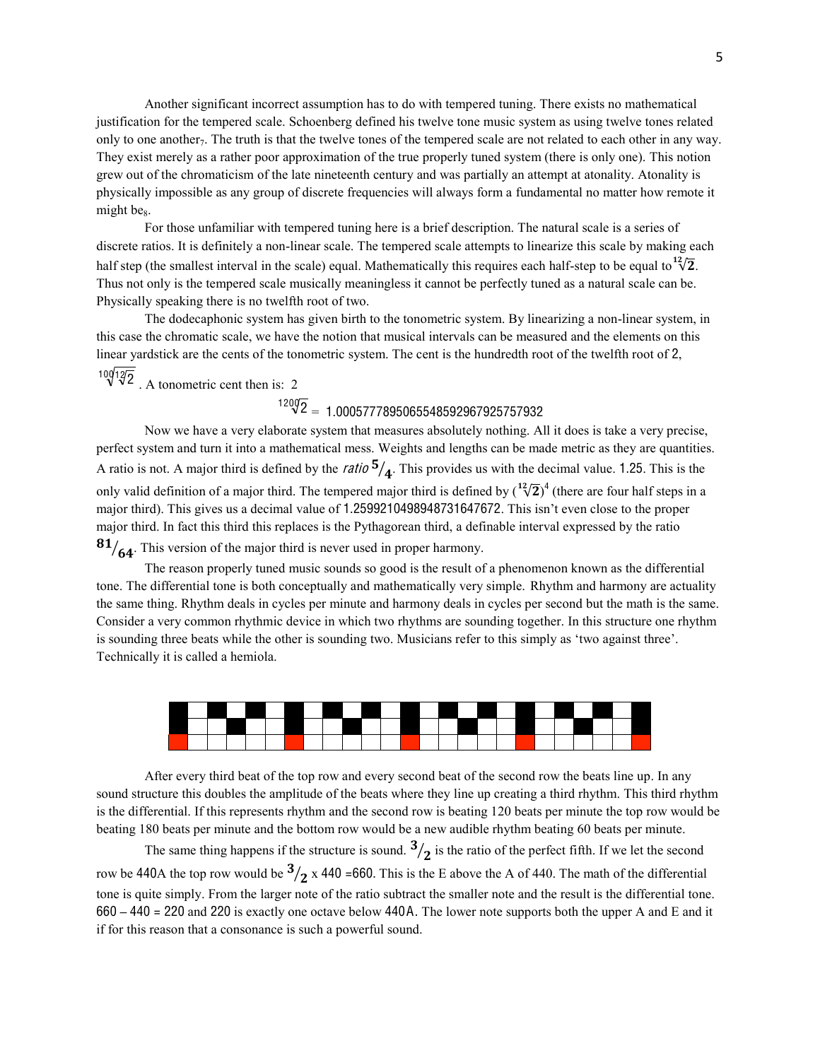Another significant incorrect assumption has to do with tempered tuning. There exists no mathematical justification for the tempered scale. Schoenberg defined his twelve tone music system as using twelve tones related only to one another[7]. The truth is that the twelve tones of the tempered scale are not related to each other in any way. They exist merely as a rather poor approximation of the true properly tuned system (there is only one). This notion grew out of the chromaticism of the late nineteenth century and was partially an attempt at atonality. Atonality is physically impossible as any group of discrete frequencies will always form a fundamental no matter how remote it might be[8].

For those unfamiliar with tempered tuning here is a brief description. The natural scale is a series of discrete ratios. It is definitely a non-linear scale. The tempered scale attempts to linearize this scale by making each half step (the smallest interval in the scale) equal. Mathematically this requires each half-step to be equal to $\sqrt[12]{2}$. Thus not only is the tempered scale musically meaningless it cannot be perfectly tuned as a natural scale can be. Physically speaking there is no twelfth root of two.

The dodecaphonic system has given birth to the tonometric system. By linearizing a non-linear system, in this case the chromatic scale, we have the notion that musical intervals can be measured and the elements on this linear yardstick are the cents of the tonometric system. The cent is the hundredth root of the twelfth root of 2, $\sqrt[100]{\sqrt[12]{2}}$. A tonometric cent then is: 2

$$\sqrt[1200]{2} = 1.000577789506554859296792575793 2$$

Now we have a very elaborate system that measures absolutely nothing. All it does is take a very precise, perfect system and turn it into a mathematical mess. Weights and lengths can be made metric as they are quantities. A ratio is not. A major third is defined by the *ratio* $^5/_4$. This provides us with the decimal value. 1.25. This is the only valid definition of a major third. The tempered major third is defined by $(\sqrt[12]{2})^4$ (there are four half steps in a major third). This gives us a decimal value of 1.2599210498948731647672. This isn't even close to the proper major third. In fact this third this replaces is the Pythagorean third, a definable interval expressed by the ratio $^{81}/_{64}$. This version of the major third is never used in proper harmony.

The reason properly tuned music sounds so good is the result of a phenomenon known as the differential tone. The differential tone is both conceptually and mathematically very simple. Rhythm and harmony are actuality the same thing. Rhythm deals in cycles per minute and harmony deals in cycles per second but the math is the same. Consider a very common rhythmic device in which two rhythms are sounding together. In this structure one rhythm is sounding three beats while the other is sounding two. Musicians refer to this simply as 'two against three'. Technically it is called a hemiola.

After every third beat of the top row and every second beat of the second row the beats line up. In any sound structure this doubles the amplitude of the beats where they line up creating a third rhythm. This third rhythm is the differential. If this represents rhythm and the second row is beating 120 beats per minute the top row would be beating 180 beats per minute and the bottom row would be a new audible rhythm beating 60 beats per minute.

The same thing happens if the structure is sound. $^3/_2$ is the ratio of the perfect fifth. If we let the second row be 440A the top row would be $^3/_2$ x 440 =660. This is the E above the A of 440. The math of the differential tone is quite simply. From the larger note of the ratio subtract the smaller note and the result is the differential tone. 660 – 440 = 220 and 220 is exactly one octave below 440A. The lower note supports both the upper A and E and it if for this reason that a consonance is such a powerful sound.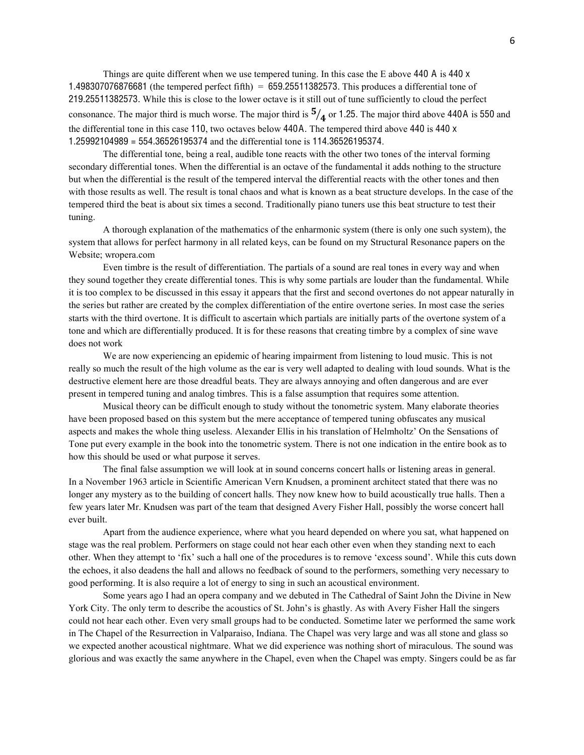Things are quite different when we use tempered tuning. In this case the E above 440 A is 440 x 1.498307076876681 (the tempered perfect fifth) = 659.25511382573. This produces a differential tone of 219.25511382573. While this is close to the lower octave is it still out of tune sufficiently to cloud the perfect consonance. The major third is much worse. The major third is $^5/_4$ or 1.25. The major third above 440A is 550 and the differential tone in this case 110, two octaves below 440A. The tempered third above 440 is 440 x 1.25992104989 = 554.36526195374 and the differential tone is 114.36526195374.

The differential tone, being a real, audible tone reacts with the other two tones of the interval forming secondary differential tones. When the differential is an octave of the fundamental it adds nothing to the structure but when the differential is the result of the tempered interval the differential reacts with the other tones and then with those results as well. The result is tonal chaos and what is known as a beat structure develops. In the case of the tempered third the beat is about six times a second. Traditionally piano tuners use this beat structure to test their tuning.

A thorough explanation of the mathematics of the enharmonic system (there is only one such system), the system that allows for perfect harmony in all related keys, can be found on my Structural Resonance papers on the Website; wropera.com

Even timbre is the result of differentiation. The partials of a sound are real tones in every way and when they sound together they create differential tones. This is why some partials are louder than the fundamental. While it is too complex to be discussed in this essay it appears that the first and second overtones do not appear naturally in the series but rather are created by the complex differentiation of the entire overtone series. In most case the series starts with the third overtone. It is difficult to ascertain which partials are initially parts of the overtone system of a tone and which are differentially produced. It is for these reasons that creating timbre by a complex of sine wave does not work

We are now experiencing an epidemic of hearing impairment from listening to loud music. This is not really so much the result of the high volume as the ear is very well adapted to dealing with loud sounds. What is the destructive element here are those dreadful beats. They are always annoying and often dangerous and are ever present in tempered tuning and analog timbres. This is a false assumption that requires some attention.

Musical theory can be difficult enough to study without the tonometric system. Many elaborate theories have been proposed based on this system but the mere acceptance of tempered tuning obfuscates any musical aspects and makes the whole thing useless. Alexander Ellis in his translation of Helmholtz' On the Sensations of Tone put every example in the book into the tonometric system. There is not one indication in the entire book as to how this should be used or what purpose it serves.

The final false assumption we will look at in sound concerns concert halls or listening areas in general. In a November 1963 article in Scientific American Vern Knudsen, a prominent architect stated that there was no longer any mystery as to the building of concert halls. They now knew how to build acoustically true halls. Then a few years later Mr. Knudsen was part of the team that designed Avery Fisher Hall, possibly the worse concert hall ever built.

Apart from the audience experience, where what you heard depended on where you sat, what happened on stage was the real problem. Performers on stage could not hear each other even when they standing next to each other. When they attempt to 'fix' such a hall one of the procedures is to remove 'excess sound'. While this cuts down the echoes, it also deadens the hall and allows no feedback of sound to the performers, something very necessary to good performing. It is also require a lot of energy to sing in such an acoustical environment.

Some years ago I had an opera company and we debuted in The Cathedral of Saint John the Divine in New York City. The only term to describe the acoustics of St. John's is ghastly. As with Avery Fisher Hall the singers could not hear each other. Even very small groups had to be conducted. Sometime later we performed the same work in The Chapel of the Resurrection in Valparaiso, Indiana. The Chapel was very large and was all stone and glass so we expected another acoustical nightmare. What we did experience was nothing short of miraculous. The sound was glorious and was exactly the same anywhere in the Chapel, even when the Chapel was empty. Singers could be as far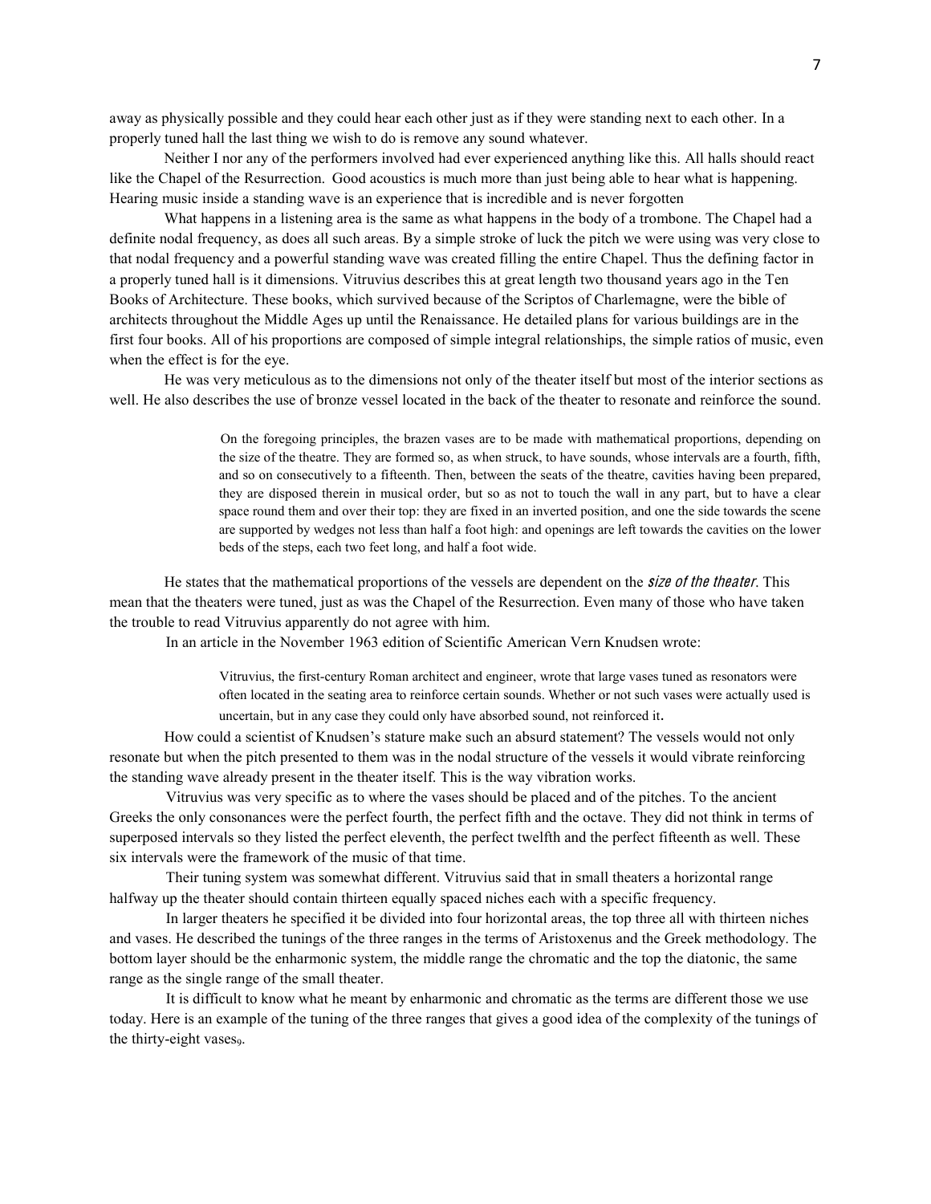away as physically possible and they could hear each other just as if they were standing next to each other. In a properly tuned hall the last thing we wish to do is remove any sound whatever.

Neither I nor any of the performers involved had ever experienced anything like this. All halls should react like the Chapel of the Resurrection. Good acoustics is much more than just being able to hear what is happening. Hearing music inside a standing wave is an experience that is incredible and is never forgotten

What happens in a listening area is the same as what happens in the body of a trombone. The Chapel had a definite nodal frequency, as does all such areas. By a simple stroke of luck the pitch we were using was very close to that nodal frequency and a powerful standing wave was created filling the entire Chapel. Thus the defining factor in a properly tuned hall is it dimensions. Vitruvius describes this at great length two thousand years ago in the Ten Books of Architecture. These books, which survived because of the Scriptos of Charlemagne, were the bible of architects throughout the Middle Ages up until the Renaissance. He detailed plans for various buildings are in the first four books. All of his proportions are composed of simple integral relationships, the simple ratios of music, even when the effect is for the eye.

He was very meticulous as to the dimensions not only of the theater itself but most of the interior sections as well. He also describes the use of bronze vessel located in the back of the theater to resonate and reinforce the sound.

> On the foregoing principles, the brazen vases are to be made with mathematical proportions, depending on the size of the theatre. They are formed so, as when struck, to have sounds, whose intervals are a fourth, fifth, and so on consecutively to a fifteenth. Then, between the seats of the theatre, cavities having been prepared, they are disposed therein in musical order, but so as not to touch the wall in any part, but to have a clear space round them and over their top: they are fixed in an inverted position, and one the side towards the scene are supported by wedges not less than half a foot high: and openings are left towards the cavities on the lower beds of the steps, each two feet long, and half a foot wide.

He states that the mathematical proportions of the vessels are dependent on the *size of the theater*. This mean that the theaters were tuned, just as was the Chapel of the Resurrection. Even many of those who have taken the trouble to read Vitruvius apparently do not agree with him.

In an article in the November 1963 edition of Scientific American Vern Knudsen wrote:

> Vitruvius, the first-century Roman architect and engineer, wrote that large vases tuned as resonators were often located in the seating area to reinforce certain sounds. Whether or not such vases were actually used is uncertain, but in any case they could only have absorbed sound, not reinforced it.

How could a scientist of Knudsen's stature make such an absurd statement? The vessels would not only resonate but when the pitch presented to them was in the nodal structure of the vessels it would vibrate reinforcing the standing wave already present in the theater itself. This is the way vibration works.

Vitruvius was very specific as to where the vases should be placed and of the pitches. To the ancient Greeks the only consonances were the perfect fourth, the perfect fifth and the octave. They did not think in terms of superposed intervals so they listed the perfect eleventh, the perfect twelfth and the perfect fifteenth as well. These six intervals were the framework of the music of that time.

Their tuning system was somewhat different. Vitruvius said that in small theaters a horizontal range halfway up the theater should contain thirteen equally spaced niches each with a specific frequency.

In larger theaters he specified it be divided into four horizontal areas, the top three all with thirteen niches and vases. He described the tunings of the three ranges in the terms of Aristoxenus and the Greek methodology. The bottom layer should be the enharmonic system, the middle range the chromatic and the top the diatonic, the same range as the single range of the small theater.

It is difficult to know what he meant by enharmonic and chromatic as the terms are different those we use today. Here is an example of the tuning of the three ranges that gives a good idea of the complexity of the tunings of the thirty-eight vases[9].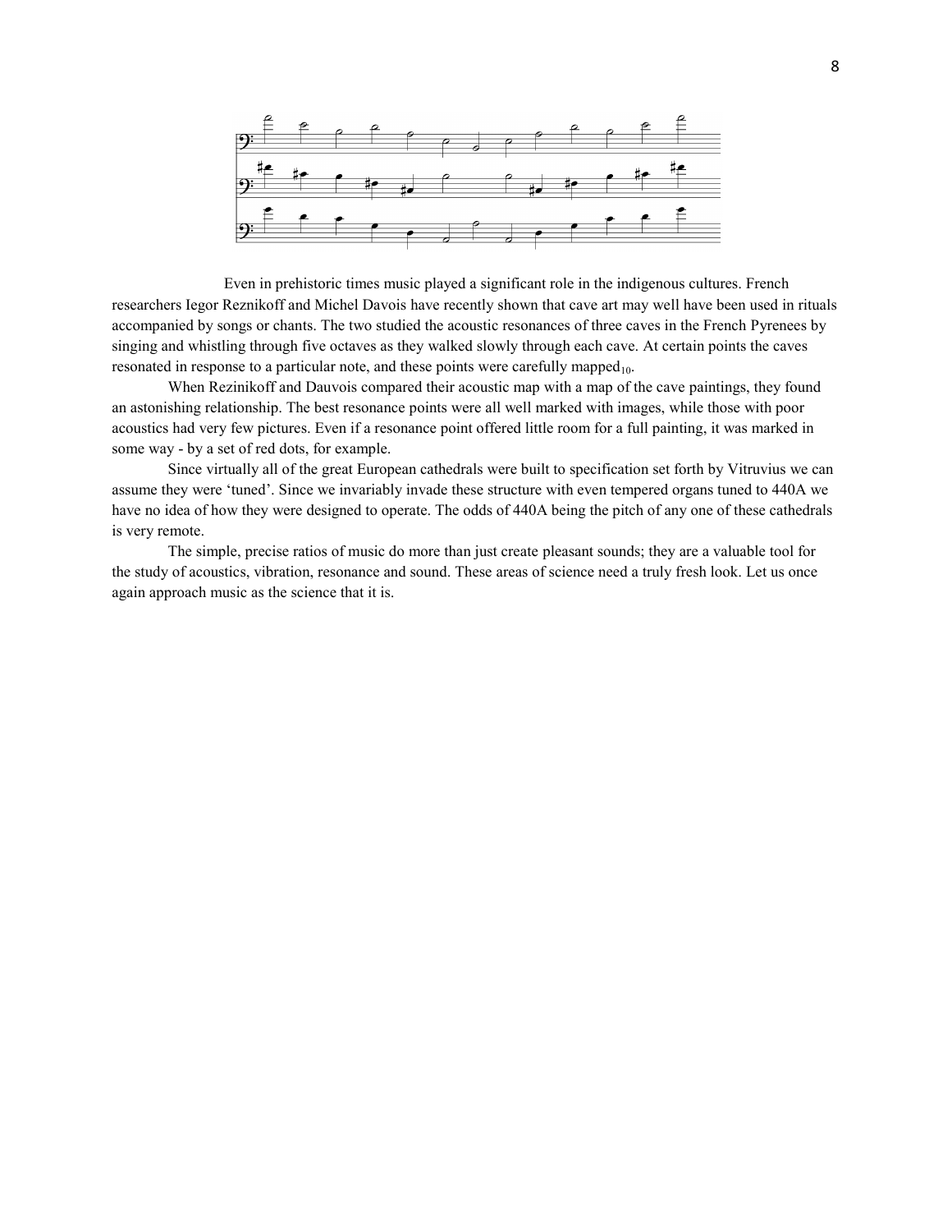Even in prehistoric times music played a significant role in the indigenous cultures. French researchers Iegor Reznikoff and Michel Davois have recently shown that cave art may well have been used in rituals accompanied by songs or chants. The two studied the acoustic resonances of three caves in the French Pyrenees by singing and whistling through five octaves as they walked slowly through each cave. At certain points the caves resonated in response to a particular note, and these points were carefully mapped$_{10}$.

When Rezinikoff and Dauvois compared their acoustic map with a map of the cave paintings, they found an astonishing relationship. The best resonance points were all well marked with images, while those with poor acoustics had very few pictures. Even if a resonance point offered little room for a full painting, it was marked in some way - by a set of red dots, for example.

Since virtually all of the great European cathedrals were built to specification set forth by Vitruvius we can assume they were 'tuned'. Since we invariably invade these structure with even tempered organs tuned to 440A we have no idea of how they were designed to operate. The odds of 440A being the pitch of any one of these cathedrals is very remote.

The simple, precise ratios of music do more than just create pleasant sounds; they are a valuable tool for the study of acoustics, vibration, resonance and sound. These areas of science need a truly fresh look. Let us once again approach music as the science that it is.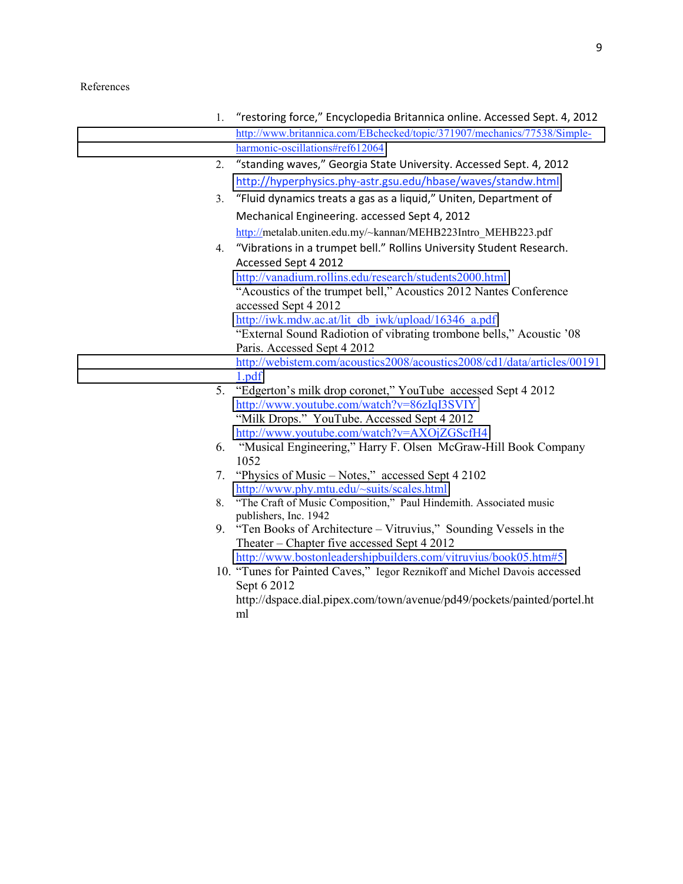References

1. "restoring force," Encyclopedia Britannica online. Accessed Sept. 4, 2012 http://www.britannica.com/EBchecked/topic/371907/mechanics/77538/Simple-harmonic-oscillations#ref612064
2. "standing waves," Georgia State University. Accessed Sept. 4, 2012 http://hyperphysics.phy-astr.gsu.edu/hbase/waves/standw.html
3. "Fluid dynamics treats a gas as a liquid," Uniten, Department of Mechanical Engineering. accessed Sept 4, 2012 http://metalab.uniten.edu.my/~kannan/MEHB223Intro_MEHB223.pdf
4. "Vibrations in a trumpet bell." Rollins University Student Research. Accessed Sept 4 2012 http://vanadium.rollins.edu/research/students2000.html
   "Acoustics of the trumpet bell," Acoustics 2012 Nantes Conference accessed Sept 4 2012 http://iwk.mdw.ac.at/lit_db_iwk/upload/16346_a.pdf
   "External Sound Radiotion of vibrating trombone bells," Acoustic '08 Paris. Accessed Sept 4 2012 http://webistem.com/acoustics2008/acoustics2008/cd1/data/articles/001911.pdf
5. "Edgerton's milk drop coronet," YouTube accessed Sept 4 2012 http://www.youtube.com/watch?v=86zIqI3SVIY
   "Milk Drops." YouTube. Accessed Sept 4 2012 http://www.youtube.com/watch?v=AXOjZGScfH4
6. "Musical Engineering," Harry F. Olsen McGraw-Hill Book Company 1052
7. "Physics of Music – Notes," accessed Sept 4 2102 http://www.phy.mtu.edu/~suits/scales.html
8. "The Craft of Music Composition," Paul Hindemith. Associated music publishers, Inc. 1942
9. "Ten Books of Architecture – Vitruvius," Sounding Vessels in the Theater – Chapter five accessed Sept 4 2012 http://www.bostonleadershipbuilders.com/vitruvius/book05.htm#5
10. "Tunes for Painted Caves," Iegor Reznikoff and Michel Davois accessed Sept 6 2012 http://dspace.dial.pipex.com/town/avenue/pd49/pockets/painted/portel.html